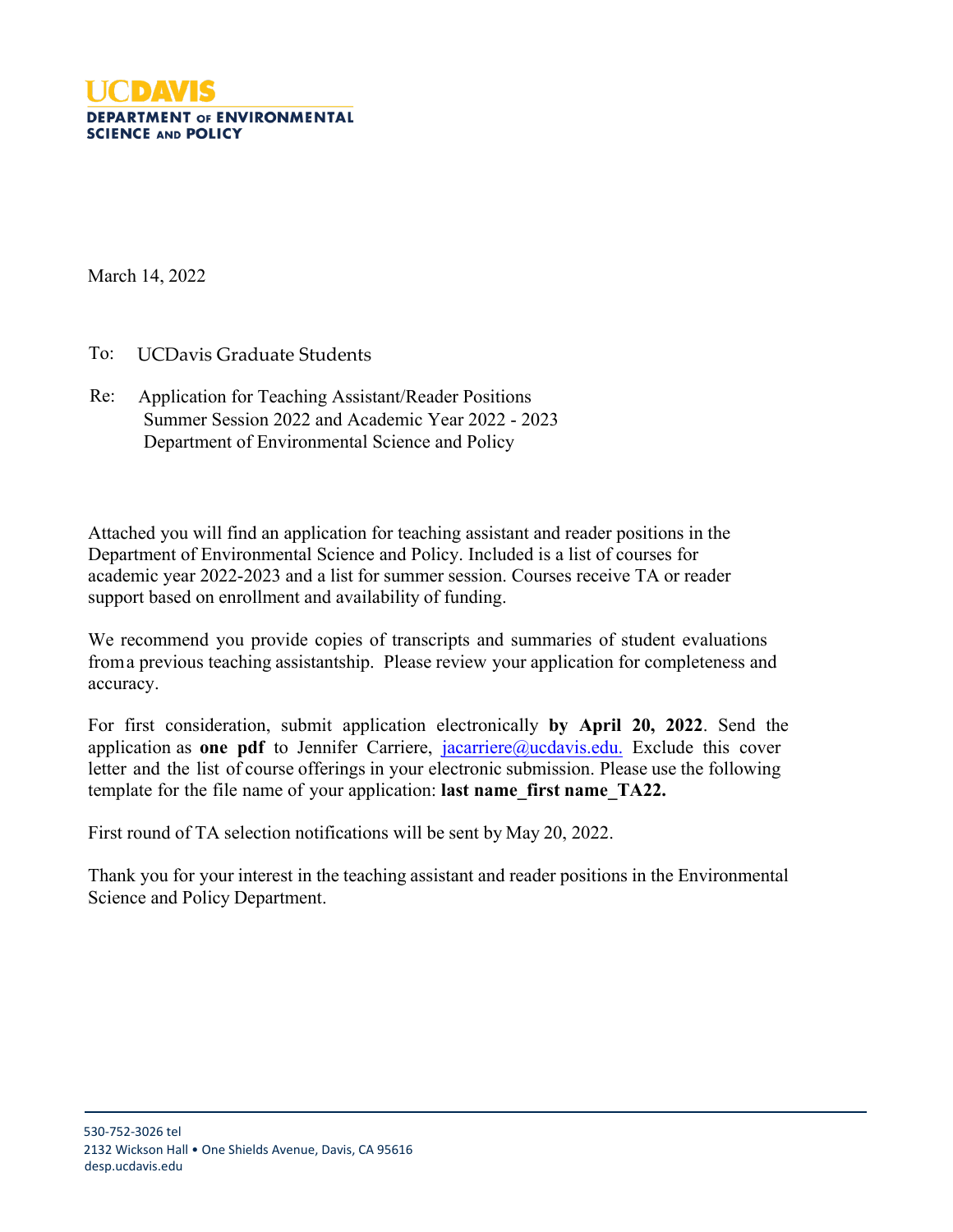UCDAVIS

DEPARTMENT OF ENVIRONMENTAL SCIENCE AND POLICY

March 14, 2022

To: UCDavis Graduate Students

Re: Application for Teaching Assistant/Reader Positions
Summer Session 2022 and Academic Year 2022 - 2023
Department of Environmental Science and Policy

Attached you will find an application for teaching assistant and reader positions in the Department of Environmental Science and Policy. Included is a list of courses for academic year 2022-2023 and a list for summer session. Courses receive TA or reader support based on enrollment and availability of funding.

We recommend you provide copies of transcripts and summaries of student evaluations from a previous teaching assistantship. Please review your application for completeness and accuracy.

For first consideration, submit application electronically **by April 20, 2022**. Send the application as **one pdf** to Jennifer Carriere, jacarriere@ucdavis.edu. Exclude this cover letter and the list of course offerings in your electronic submission. Please use the following template for the file name of your application: **last name_first name_TA22.**

First round of TA selection notifications will be sent by May 20, 2022.

Thank you for your interest in the teaching assistant and reader positions in the Environmental Science and Policy Department.

530-752-3026 tel
2132 Wickson Hall • One Shields Avenue, Davis, CA 95616
desp.ucdavis.edu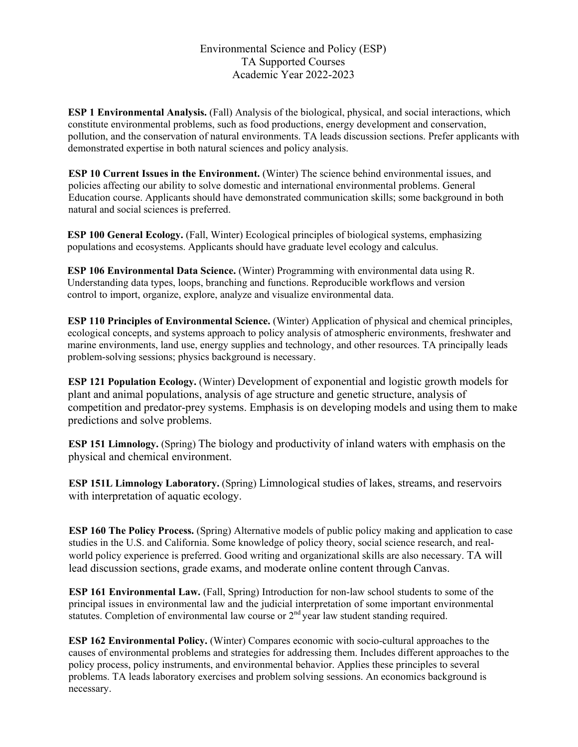# Environmental Science and Policy (ESP)
# TA Supported Courses
# Academic Year 2022-2023

**ESP 1 Environmental Analysis.** (Fall) Analysis of the biological, physical, and social interactions, which constitute environmental problems, such as food productions, energy development and conservation, pollution, and the conservation of natural environments. TA leads discussion sections. Prefer applicants with demonstrated expertise in both natural sciences and policy analysis.

**ESP 10 Current Issues in the Environment.** (Winter) The science behind environmental issues, and policies affecting our ability to solve domestic and international environmental problems. General Education course. Applicants should have demonstrated communication skills; some background in both natural and social sciences is preferred.

**ESP 100 General Ecology.** (Fall, Winter) Ecological principles of biological systems, emphasizing populations and ecosystems. Applicants should have graduate level ecology and calculus.

**ESP 106 Environmental Data Science.** (Winter) Programming with environmental data using R. Understanding data types, loops, branching and functions. Reproducible workflows and version control to import, organize, explore, analyze and visualize environmental data.

**ESP 110 Principles of Environmental Science.** (Winter) Application of physical and chemical principles, ecological concepts, and systems approach to policy analysis of atmospheric environments, freshwater and marine environments, land use, energy supplies and technology, and other resources. TA principally leads problem-solving sessions; physics background is necessary.

**ESP 121 Population Ecology.** (Winter) Development of exponential and logistic growth models for plant and animal populations, analysis of age structure and genetic structure, analysis of competition and predator-prey systems. Emphasis is on developing models and using them to make predictions and solve problems.

**ESP 151 Limnology.** (Spring) The biology and productivity of inland waters with emphasis on the physical and chemical environment.

**ESP 151L Limnology Laboratory.** (Spring) Limnological studies of lakes, streams, and reservoirs with interpretation of aquatic ecology.

**ESP 160 The Policy Process.** (Spring) Alternative models of public policy making and application to case studies in the U.S. and California. Some knowledge of policy theory, social science research, and real-world policy experience is preferred. Good writing and organizational skills are also necessary. TA will lead discussion sections, grade exams, and moderate online content through Canvas.

**ESP 161 Environmental Law.** (Fall, Spring) Introduction for non-law school students to some of the principal issues in environmental law and the judicial interpretation of some important environmental statutes. Completion of environmental law course or 2nd year law student standing required.

**ESP 162 Environmental Policy.** (Winter) Compares economic with socio-cultural approaches to the causes of environmental problems and strategies for addressing them. Includes different approaches to the policy process, policy instruments, and environmental behavior. Applies these principles to several problems. TA leads laboratory exercises and problem solving sessions. An economics background is necessary.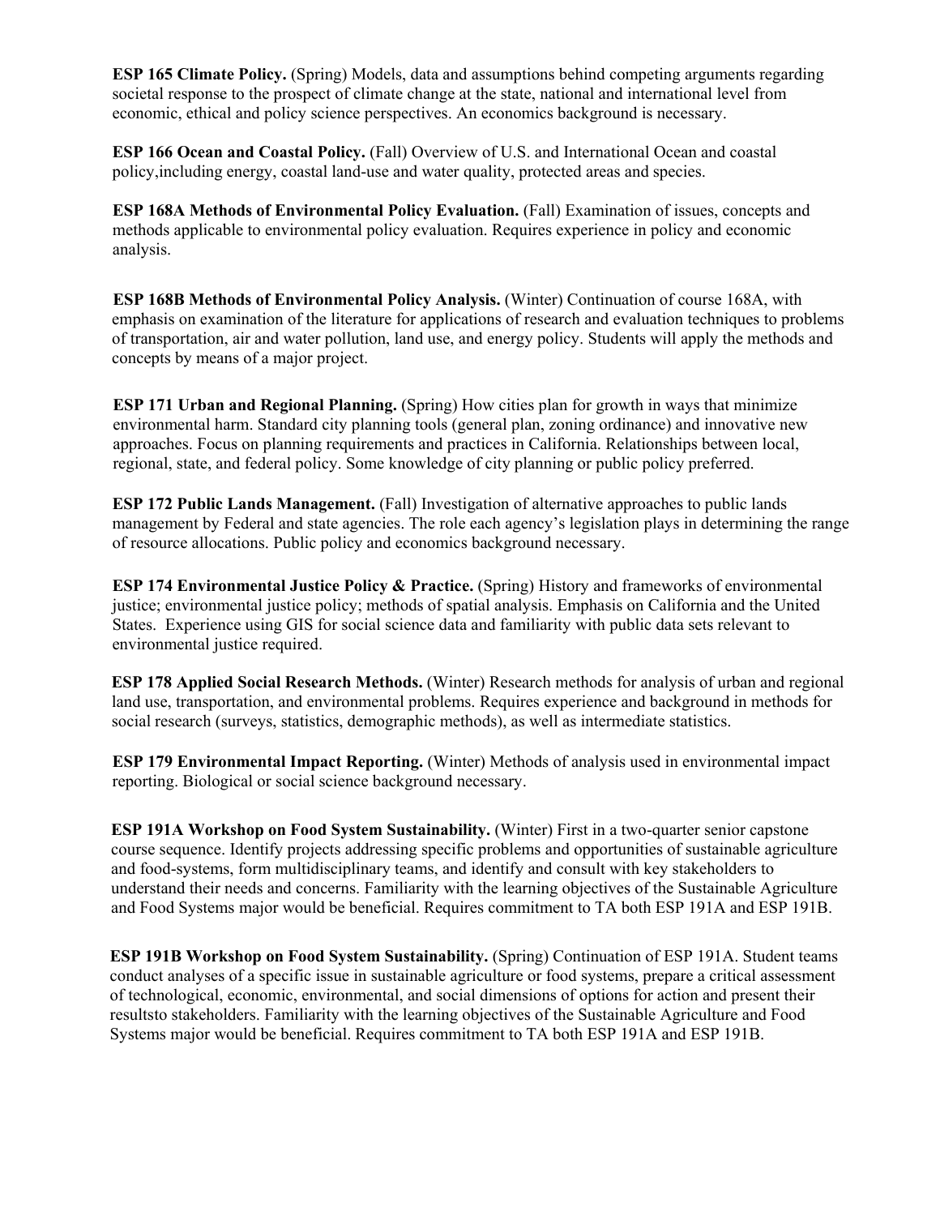**ESP 165 Climate Policy.** (Spring) Models, data and assumptions behind competing arguments regarding societal response to the prospect of climate change at the state, national and international level from economic, ethical and policy science perspectives. An economics background is necessary.

**ESP 166 Ocean and Coastal Policy.** (Fall) Overview of U.S. and International Ocean and coastal policy,including energy, coastal land-use and water quality, protected areas and species.

**ESP 168A Methods of Environmental Policy Evaluation.** (Fall) Examination of issues, concepts and methods applicable to environmental policy evaluation. Requires experience in policy and economic analysis.

**ESP 168B Methods of Environmental Policy Analysis.** (Winter) Continuation of course 168A, with emphasis on examination of the literature for applications of research and evaluation techniques to problems of transportation, air and water pollution, land use, and energy policy. Students will apply the methods and concepts by means of a major project.

**ESP 171 Urban and Regional Planning.** (Spring) How cities plan for growth in ways that minimize environmental harm. Standard city planning tools (general plan, zoning ordinance) and innovative new approaches. Focus on planning requirements and practices in California. Relationships between local, regional, state, and federal policy. Some knowledge of city planning or public policy preferred.

**ESP 172 Public Lands Management.** (Fall) Investigation of alternative approaches to public lands management by Federal and state agencies. The role each agency's legislation plays in determining the range of resource allocations. Public policy and economics background necessary.

**ESP 174 Environmental Justice Policy & Practice.** (Spring) History and frameworks of environmental justice; environmental justice policy; methods of spatial analysis. Emphasis on California and the United States. Experience using GIS for social science data and familiarity with public data sets relevant to environmental justice required.

**ESP 178 Applied Social Research Methods.** (Winter) Research methods for analysis of urban and regional land use, transportation, and environmental problems. Requires experience and background in methods for social research (surveys, statistics, demographic methods), as well as intermediate statistics.

**ESP 179 Environmental Impact Reporting.** (Winter) Methods of analysis used in environmental impact reporting. Biological or social science background necessary.

**ESP 191A Workshop on Food System Sustainability.** (Winter) First in a two-quarter senior capstone course sequence. Identify projects addressing specific problems and opportunities of sustainable agriculture and food-systems, form multidisciplinary teams, and identify and consult with key stakeholders to understand their needs and concerns. Familiarity with the learning objectives of the Sustainable Agriculture and Food Systems major would be beneficial. Requires commitment to TA both ESP 191A and ESP 191B.

**ESP 191B Workshop on Food System Sustainability.** (Spring) Continuation of ESP 191A. Student teams conduct analyses of a specific issue in sustainable agriculture or food systems, prepare a critical assessment of technological, economic, environmental, and social dimensions of options for action and present their resultsto stakeholders. Familiarity with the learning objectives of the Sustainable Agriculture and Food Systems major would be beneficial. Requires commitment to TA both ESP 191A and ESP 191B.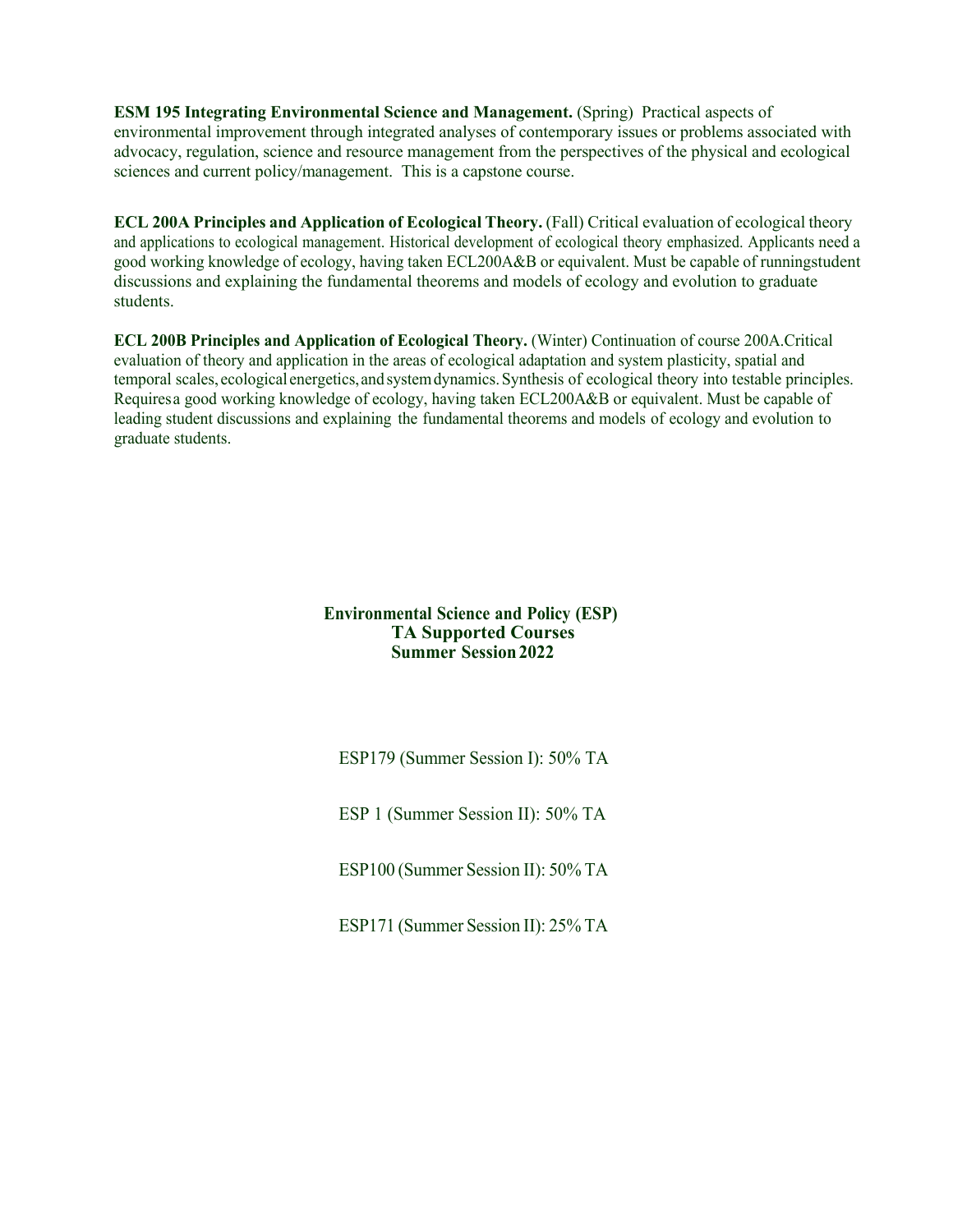**ESM 195 Integrating Environmental Science and Management.** (Spring) Practical aspects of environmental improvement through integrated analyses of contemporary issues or problems associated with advocacy, regulation, science and resource management from the perspectives of the physical and ecological sciences and current policy/management. This is a capstone course.

**ECL 200A Principles and Application of Ecological Theory.** (Fall) Critical evaluation of ecological theory and applications to ecological management. Historical development of ecological theory emphasized. Applicants need a good working knowledge of ecology, having taken ECL200A&B or equivalent. Must be capable of runningstudent discussions and explaining the fundamental theorems and models of ecology and evolution to graduate students.

**ECL 200B Principles and Application of Ecological Theory.** (Winter) Continuation of course 200A.Critical evaluation of theory and application in the areas of ecological adaptation and system plasticity, spatial and temporal scales, ecological energetics, and system dynamics. Synthesis of ecological theory into testable principles. Requiresa good working knowledge of ecology, having taken ECL200A&B or equivalent. Must be capable of leading student discussions and explaining the fundamental theorems and models of ecology and evolution to graduate students.

## Environmental Science and Policy (ESP) TA Supported Courses Summer Session 2022

ESP179 (Summer Session I): 50% TA

ESP 1 (Summer Session II): 50% TA

ESP100 (Summer Session II): 50% TA

ESP171 (Summer Session II): 25% TA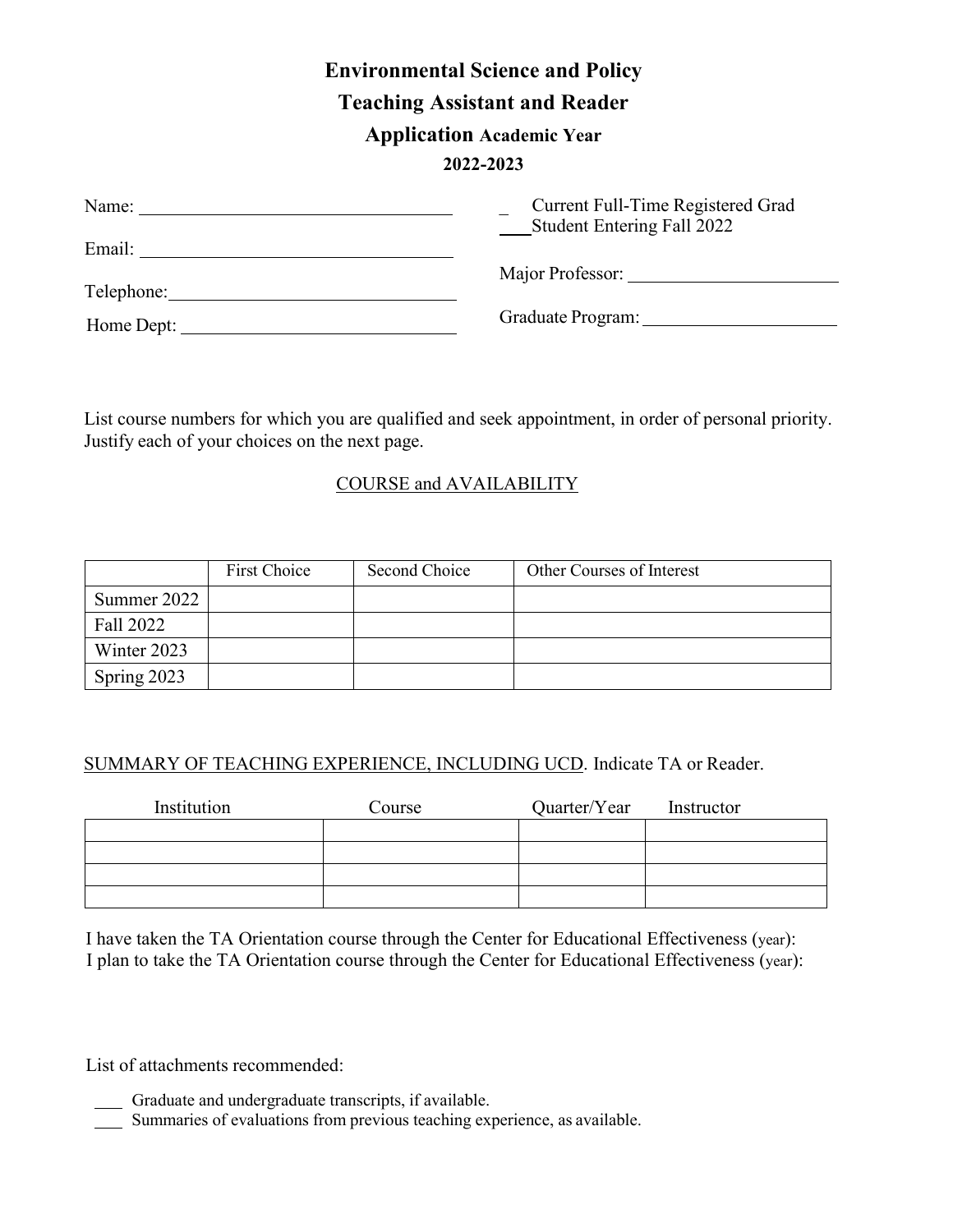# Environmental Science and Policy
## Teaching Assistant and Reader
## Application Academic Year
**2022-2023**

Name: ________________________________

Email: ________________________________

Telephone: ________________________________

Home Dept: ________________________________

_ Current Full-Time Registered Grad
___ Student Entering Fall 2022

Major Professor: ________________________

Graduate Program: ________________________

List course numbers for which you are qualified and seek appointment, in order of personal priority. Justify each of your choices on the next page.

<u>COURSE and AVAILABILITY</u>

| | First Choice | Second Choice | Other Courses of Interest |
|---|---|---|---|
| Summer 2022 | | | |
| Fall 2022 | | | |
| Winter 2023 | | | |
| Spring 2023 | | | |

<u>SUMMARY OF TEACHING EXPERIENCE, INCLUDING UCD</u>. Indicate TA or Reader.

| Institution | Course | Quarter/Year | Instructor |
|---|---|---|---|
| | | | |
| | | | |
| | | | |
| | | | |

I have taken the TA Orientation course through the Center for Educational Effectiveness (year):
I plan to take the TA Orientation course through the Center for Educational Effectiveness (year):

List of attachments recommended:

___ Graduate and undergraduate transcripts, if available.
___ Summaries of evaluations from previous teaching experience, as available.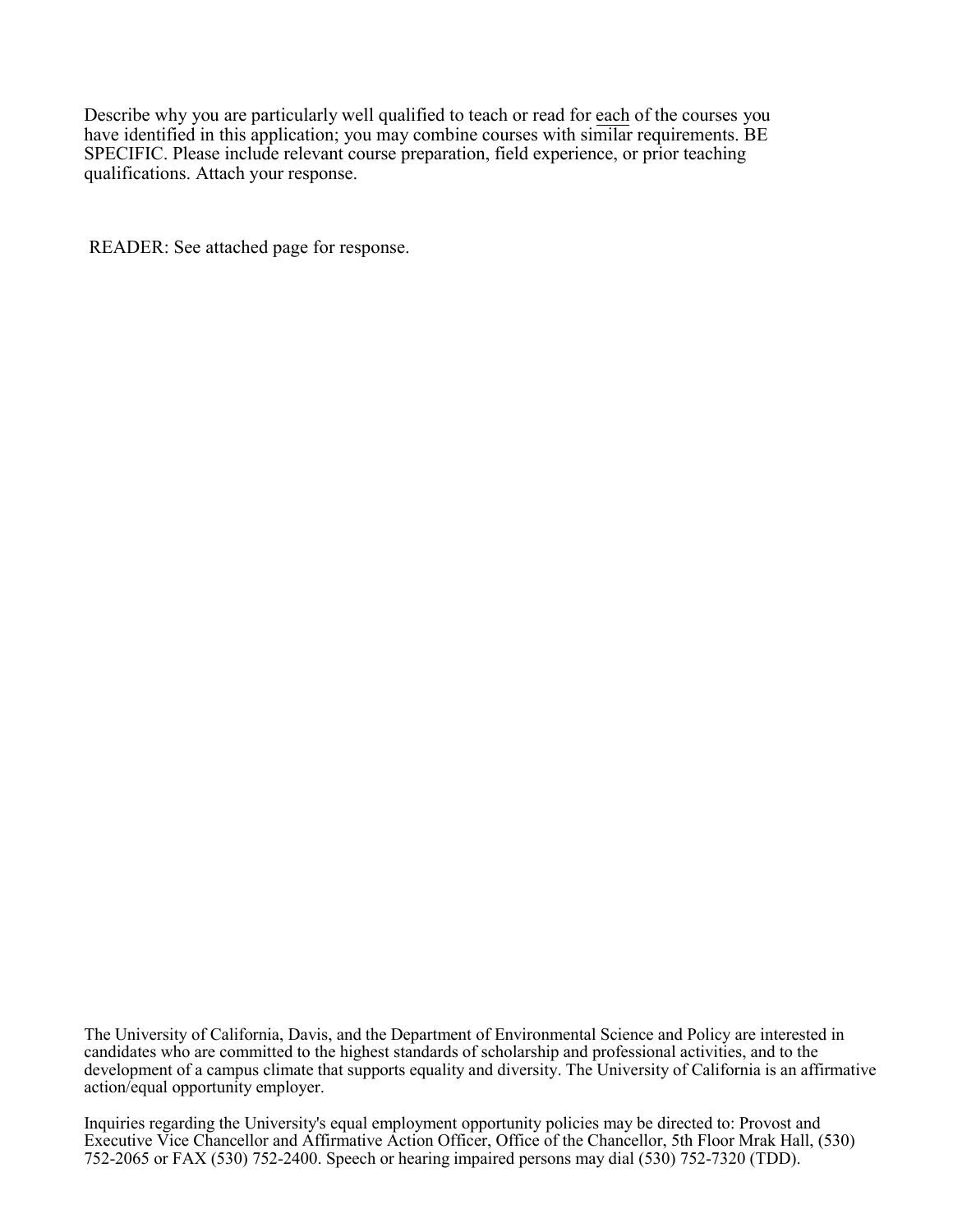Describe why you are particularly well qualified to teach or read for each of the courses you have identified in this application; you may combine courses with similar requirements. BE SPECIFIC. Please include relevant course preparation, field experience, or prior teaching qualifications. Attach your response.

READER: See attached page for response.

The University of California, Davis, and the Department of Environmental Science and Policy are interested in candidates who are committed to the highest standards of scholarship and professional activities, and to the development of a campus climate that supports equality and diversity. The University of California is an affirmative action/equal opportunity employer.

Inquiries regarding the University's equal employment opportunity policies may be directed to: Provost and Executive Vice Chancellor and Affirmative Action Officer, Office of the Chancellor, 5th Floor Mrak Hall, (530) 752-2065 or FAX (530) 752-2400. Speech or hearing impaired persons may dial (530) 752-7320 (TDD).